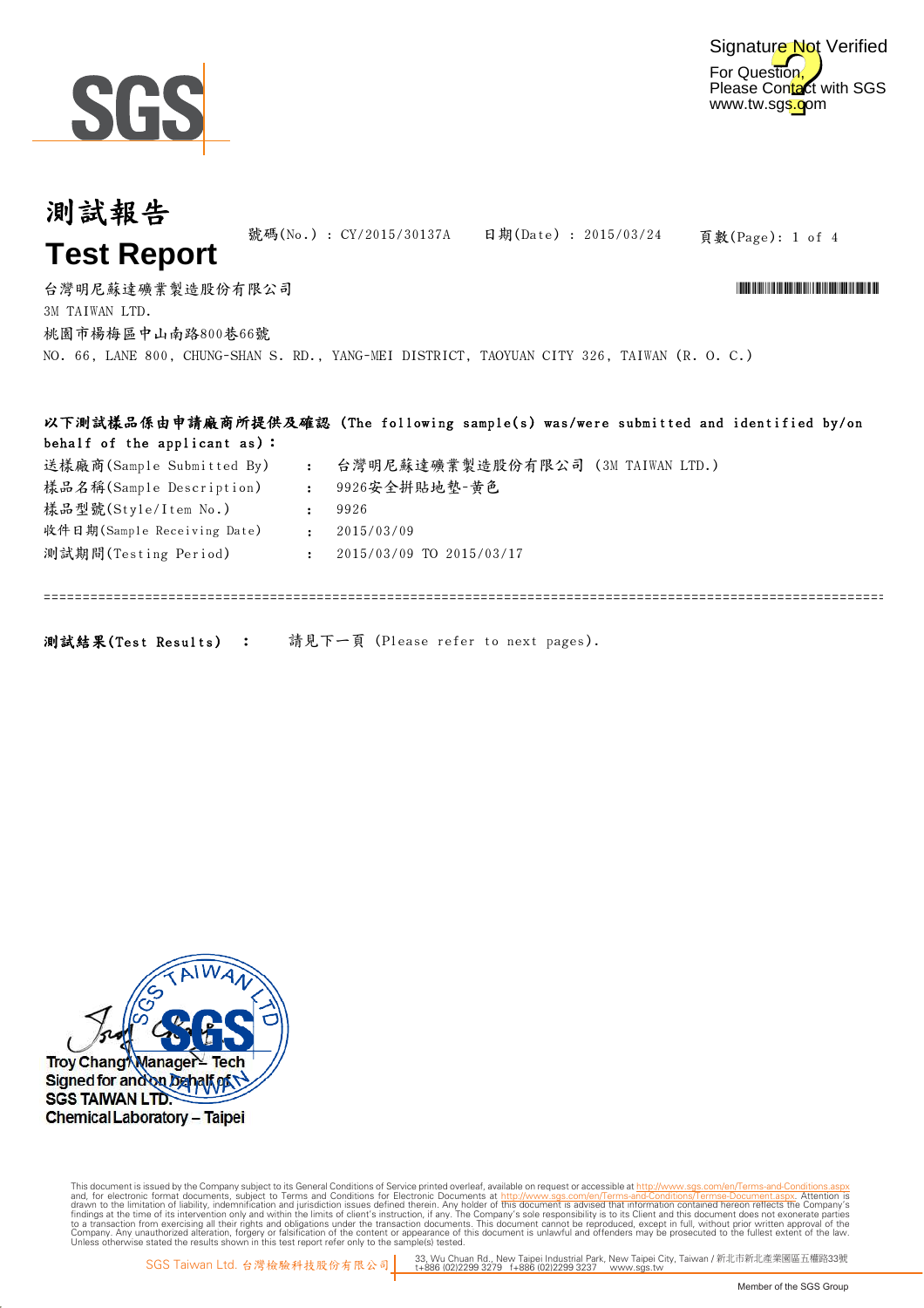# 測試報告

# Test Report

號碼(No.) : CY/2015/30137A　　日期(Date) : 2015/03/24

台灣明尼蘇達礦業製造股份有限公司
3M TAIWAN LTD.
桃園市楊梅區中山南路800巷66號
NO. 66, LANE 800, CHUNG-SHAN S. RD., YANG-MEI DISTRICT, TAOYUAN CITY 326, TAIWAN (R. O. C.)

**以下測試樣品係由申請廠商所提供及確認 (The following sample(s) was/were submitted and identified by/on behalf of the applicant as):**

| | | |
|---|---|---|
| 送樣廠商(Sample Submitted By) | : | 台灣明尼蘇達礦業製造股份有限公司 (3M TAIWAN LTD.) |
| 樣品名稱(Sample Description) | : | 9926安全拼貼地墊-黃色 |
| 樣品型號(Style/Item No.) | : | 9926 |
| 收件日期(Sample Receiving Date) | : | 2015/03/09 |
| 測試期間(Testing Period) | : | 2015/03/09 TO 2015/03/17 |

---

**測試結果(Test Results) :** 請見下一頁 (Please refer to next pages).

Troy Chang / Manager – Tech
Signed for and on behalf of
SGS TAIWAN LTD.
Chemical Laboratory – Taipei

This document is issued by the Company subject to its General Conditions of Service printed overleaf, available on request or accessible at http://www.sgs.com/en/Terms-and-Conditions.aspx and, for electronic format documents, subject to Terms and Conditions for Electronic Documents at http://www.sgs.com/en/Terms-and-Conditions/Termse-Document.aspx. Attention is drawn to the limitation of liability, indemnification and jurisdiction issues defined therein. Any holder of this document is advised that information contained hereon reflects the Company's findings at the time of its intervention only and within the limits of client's instruction, if any. The Company's sole responsibility is to its Client and this document does not exonerate parties to a transaction from exercising all their rights and obligations under the transaction documents. This document cannot be reproduced, except in full, without prior written approval of the Company. Any unauthorized alteration, forgery or falsification of the content or appearance of this document is unlawful and offenders may be prosecuted to the fullest extent of the law. Unless otherwise stated the results shown in this test report refer only to the sample(s) tested.

SGS Taiwan Ltd. 台灣檢驗科技股份有限公司 | 33, Wu Chuan Rd., New Taipei Industrial Park, New Taipei City, Taiwan / 新北市新北產業園區五權路33號 t+886 (02)2299 3279 f+886 (02)2299 3237 www.sgs.tw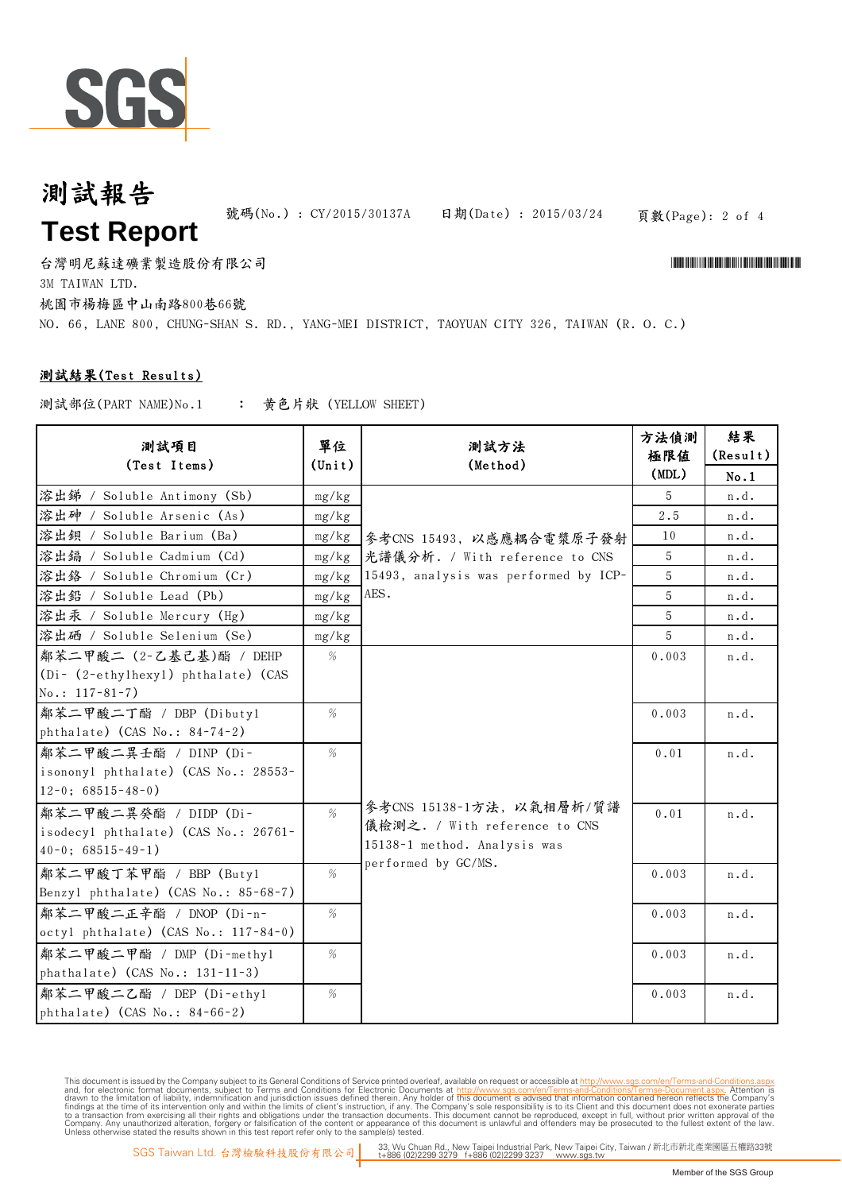# 測試報告

# Test Report

號碼(No.) : CY/2015/30137A　　日期(Date) : 2015/03/24

台灣明尼蘇達礦業製造股份有限公司

3M TAIWAN LTD.

桃園市楊梅區中山南路800巷66號

NO. 66, LANE 800, CHUNG-SHAN S. RD., YANG-MEI DISTRICT, TAOYUAN CITY 326, TAIWAN (R. O. C.)

**測試結果(Test Results)**

測試部位(PART NAME)No.1　：　黃色片狀 (YELLOW SHEET)

| 測試項目 (Test Items) | 單位 (Unit) | 測試方法 (Method) | 方法偵測極限值 (MDL) | 結果 (Result) No.1 |
|---|---|---|---|---|
| 溶出銻 / Soluble Antimony (Sb) | mg/kg | 參考CNS 15493, 以感應耦合電漿原子發射光譜儀分析. / With reference to CNS 15493, analysis was performed by ICP-AES. | 5 | n.d. |
| 溶出砷 / Soluble Arsenic (As) | mg/kg | | 2.5 | n.d. |
| 溶出鋇 / Soluble Barium (Ba) | mg/kg | | 10 | n.d. |
| 溶出鎘 / Soluble Cadmium (Cd) | mg/kg | | 5 | n.d. |
| 溶出鉻 / Soluble Chromium (Cr) | mg/kg | | 5 | n.d. |
| 溶出鉛 / Soluble Lead (Pb) | mg/kg | | 5 | n.d. |
| 溶出汞 / Soluble Mercury (Hg) | mg/kg | | 5 | n.d. |
| 溶出硒 / Soluble Selenium (Se) | mg/kg | | 5 | n.d. |
| 鄰苯二甲酸二 (2-乙基己基)酯 / DEHP (Di- (2-ethylhexyl) phthalate) (CAS No.: 117-81-7) | % | 參考CNS 15138-1方法, 以氣相層析/質譜儀檢測之. / With reference to CNS 15138-1 method. Analysis was performed by GC/MS. | 0.003 | n.d. |
| 鄰苯二甲酸二丁酯 / DBP (Dibutyl phthalate) (CAS No.: 84-74-2) | % | | 0.003 | n.d. |
| 鄰苯二甲酸二異壬酯 / DINP (Di-isononyl phthalate) (CAS No.: 28553-12-0; 68515-48-0) | % | | 0.01 | n.d. |
| 鄰苯二甲酸二異癸酯 / DIDP (Di-isodecyl phthalate) (CAS No.: 26761-40-0; 68515-49-1) | % | | 0.01 | n.d. |
| 鄰苯二甲酸丁苯甲酯 / BBP (Butyl Benzyl phthalate) (CAS No.: 85-68-7) | % | | 0.003 | n.d. |
| 鄰苯二甲酸二正辛酯 / DNOP (Di-n-octyl phthalate) (CAS No.: 117-84-0) | % | | 0.003 | n.d. |
| 鄰苯二甲酸二甲酯 / DMP (Di-methyl phathalate) (CAS No.: 131-11-3) | % | | 0.003 | n.d. |
| 鄰苯二甲酸二乙酯 / DEP (Di-ethyl phthalate) (CAS No.: 84-66-2) | % | | 0.003 | n.d. |

This document is issued by the Company subject to its General Conditions of Service printed overleaf, available on request or accessible at http://www.sgs.com/en/Terms-and-Conditions.aspx and, for electronic format documents, subject to Terms and Conditions for Electronic Documents at http://www.sgs.com/en/Terms-and-Conditions/Termse-Document.aspx. Attention is drawn to the limitation of liability, indemnification and jurisdiction issues defined therein. Any holder of this document is advised that information contained hereon reflects the Company's findings at the time of its intervention only and within the limits of client's instruction, if any. The Company's sole responsibility is to its Client and this document does not exonerate parties to a transaction from exercising all their rights and obligations under the transaction documents. This document cannot be reproduced, except in full, without prior written approval of the Company. Any unauthorized alteration, forgery or falsification of the content or appearance of this document is unlawful and offenders may be prosecuted to the fullest extent of the law. Unless otherwise stated the results shown in this test report refer only to the sample(s) tested.

SGS Taiwan Ltd. 台灣檢驗科技股份有限公司 | 33, Wu Chuan Rd., New Taipei Industrial Park, New Taipei City, Taiwan / 新北市新北產業園區五權路33號 t+886 (02)2299 3279 f+886 (02)2299 3237 www.sgs.tw

Member of the SGS Group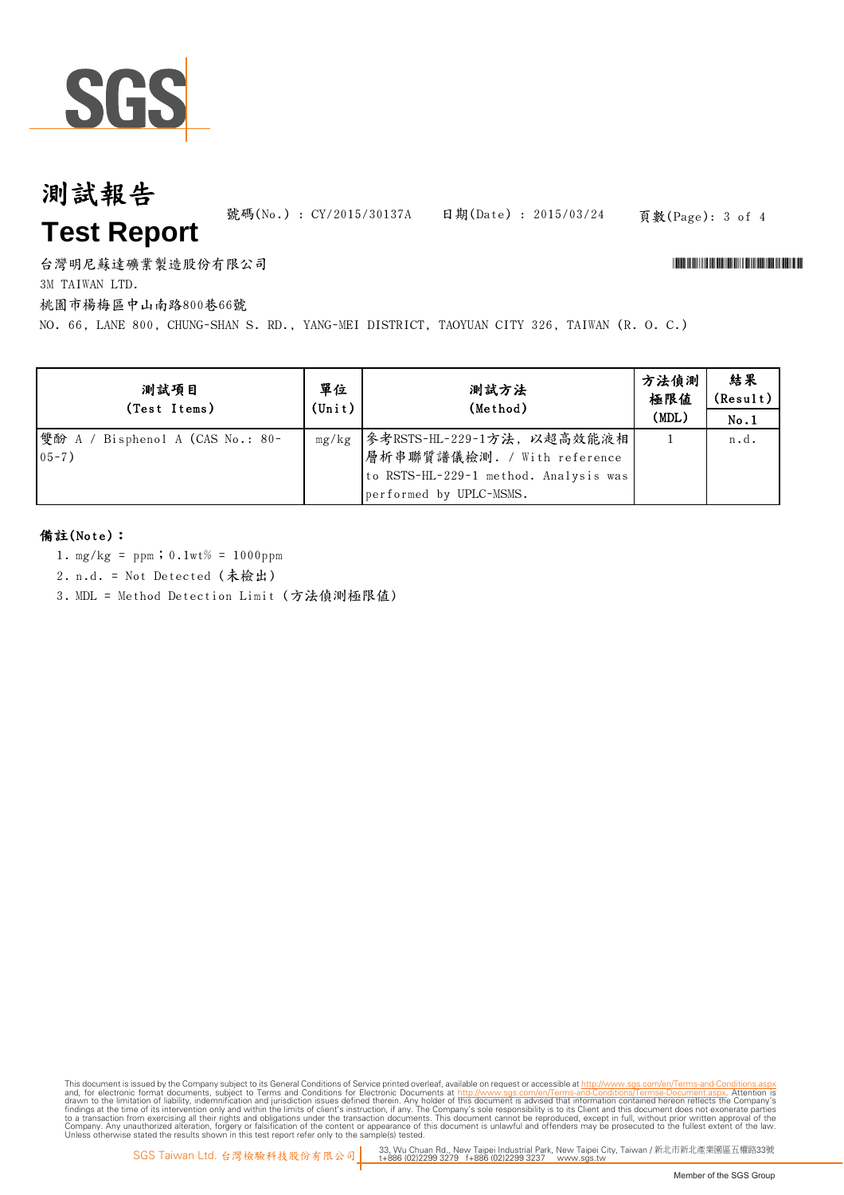# 測試報告
# Test Report

號碼(No.) : CY/2015/30137A　　日期(Date) : 2015/03/24

台灣明尼蘇達礦業製造股份有限公司

3M TAIWAN LTD.

桃園市楊梅區中山南路800巷66號

NO. 66, LANE 800, CHUNG-SHAN S. RD., YANG-MEI DISTRICT, TAOYUAN CITY 326, TAIWAN (R. O. C.)

| 測試項目 (Test Items) | 單位 (Unit) | 測試方法 (Method) | 方法偵測極限值 (MDL) | 結果 (Result) |
|---|---|---|---|---|
| | | | | No.1 |
| 雙酚 A / Bisphenol A (CAS No.: 80-05-7) | mg/kg | 參考RSTS-HL-229-1方法，以超高效能液相層析串聯質譜儀檢測. / With reference to RSTS-HL-229-1 method. Analysis was performed by UPLC-MSMS. | 1 | n.d. |

**備註(Note)：**

1. mg/kg = ppm；0.1wt% = 1000ppm
2. n.d. = Not Detected (未檢出)
3. MDL = Method Detection Limit (方法偵測極限值)

This document is issued by the Company subject to its General Conditions of Service printed overleaf, available on request or accessible at http://www.sgs.com/en/Terms-and-Conditions.aspx and, for electronic format documents, subject to Terms and Conditions for Electronic Documents at http://www.sgs.com/en/Terms-and-Conditions/Terms-e-Document.aspx. Attention is drawn to the limitation of liability, indemnification and jurisdiction issues defined therein. Any holder of this document is advised that information contained hereon reflects the Company's findings at the time of its intervention only and within the limits of client's instruction, if any. The Company's sole responsibility is to its Client and this document does not exonerate parties to a transaction from exercising all their rights and obligations under the transaction documents. This document cannot be reproduced, except in full, without prior written approval of the Company. Any unauthorized alteration, forgery or falsification of the content or appearance of this document is unlawful and offenders may be prosecuted to the fullest extent of the law. Unless otherwise stated the results shown in this test report refer only to the sample(s) tested.

SGS Taiwan Ltd. 台灣檢驗科技股份有限公司 | 33, Wu Chuan Rd., New Taipei Industrial Park, New Taipei City, Taiwan / 新北市新北產業園區五權路33號 t+886 (02)2299 3279 f+886 (02)2299 3237 www.sgs.tw

Member of the SGS Group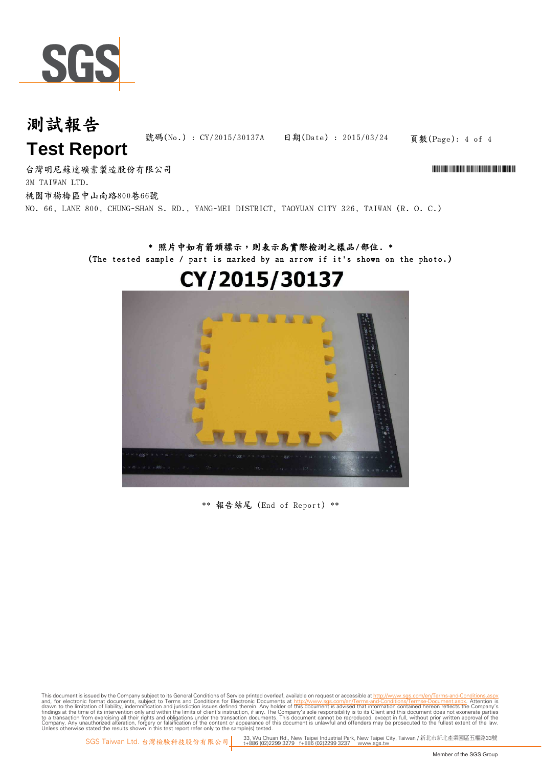# 測試報告

# Test Report

號碼(No.) : CY/2015/30137A　　日期(Date) : 2015/03/24

台灣明尼蘇達礦業製造股份有限公司

3M TAIWAN LTD.

桃園市楊梅區中山南路800巷66號

NO. 66, LANE 800, CHUNG-SHAN S. RD., YANG-MEI DISTRICT, TAOYUAN CITY 326, TAIWAN (R. O. C.)

\* 照片中如有箭頭標示，則表示為實際檢測之樣品/部位. \*

(The tested sample / part is marked by an arrow if it's shown on the photo.)

CY/2015/30137

\*\* 報告結尾 (End of Report) \*\*

This document is issued by the Company subject to its General Conditions of Service printed overleaf, available on request or accessible at http://www.sgs.com/en/Terms-and-Conditions.aspx and, for electronic format documents, subject to Terms and Conditions for Electronic Documents at http://www.sgs.com/en/Terms-and-Conditions/Termse-Document.aspx. Attention is drawn to the limitation of liability, indemnification and jurisdiction issues defined therein. Any holder of this document is advised that information contained hereon reflects the Company's findings at the time of its intervention only and within the limits of client's instruction, if any. The Company's sole responsibility is to its Client and this document does not exonerate parties to a transaction from exercising all their rights and obligations under the transaction documents. This document cannot be reproduced, except in full, without prior written approval of the Company. Any unauthorized alteration, forgery or falsification of the content or appearance of this document is unlawful and offenders may be prosecuted to the fullest extent of the law. Unless otherwise stated the results shown in this test report refer only to the sample(s) tested.

SGS Taiwan Ltd. 台灣檢驗科技股份有限公司　33, Wu Chuan Rd., New Taipei Industrial Park, New Taipei City, Taiwan / 新北市新北產業園區五權路33號 t+886 (02)2299 3279　f+886 (02)2299 3237　www.sgs.tw

Member of the SGS Group